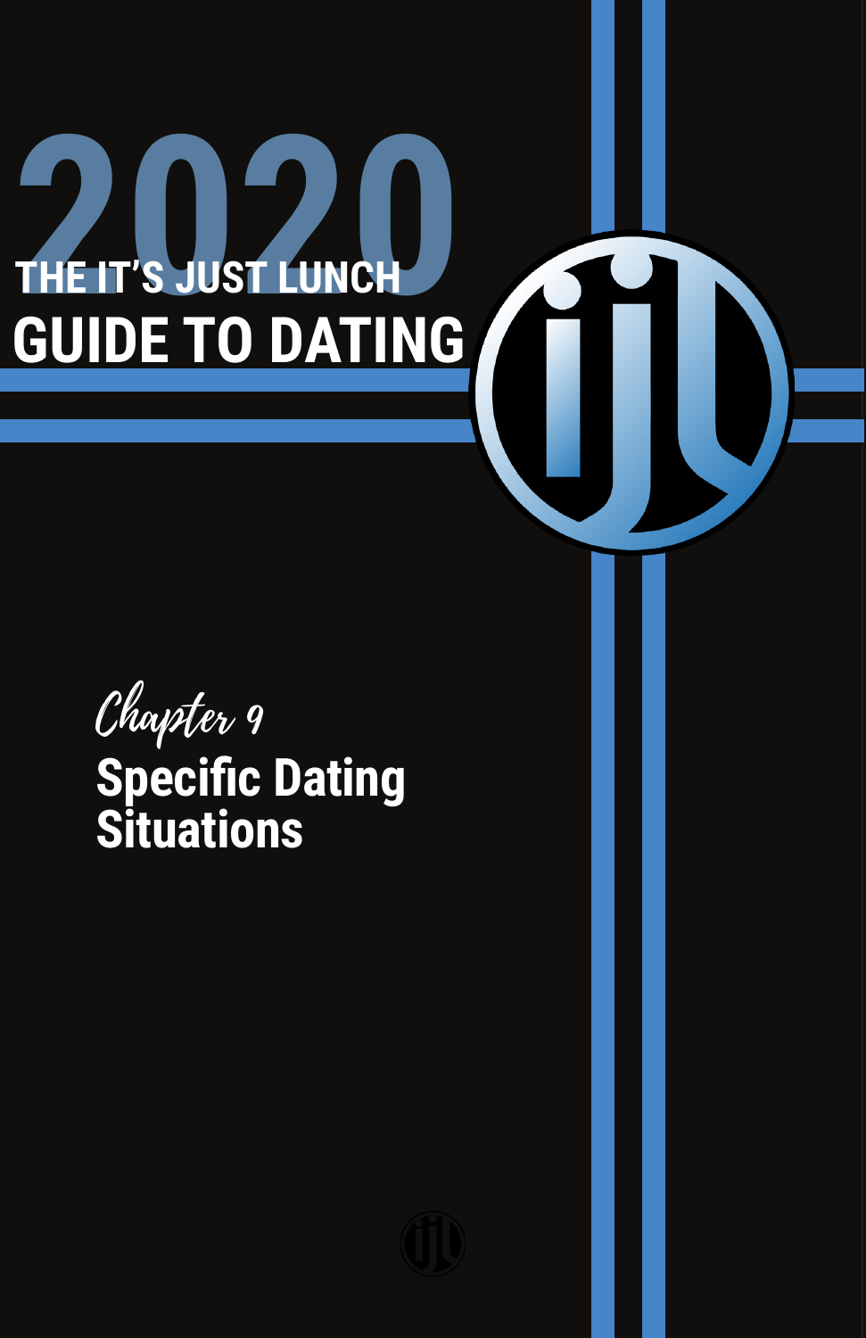# 2020 THE IT'S JUST LUNCH GUIDE TO DATING

*Chapter 9*

## Specific Dating Situations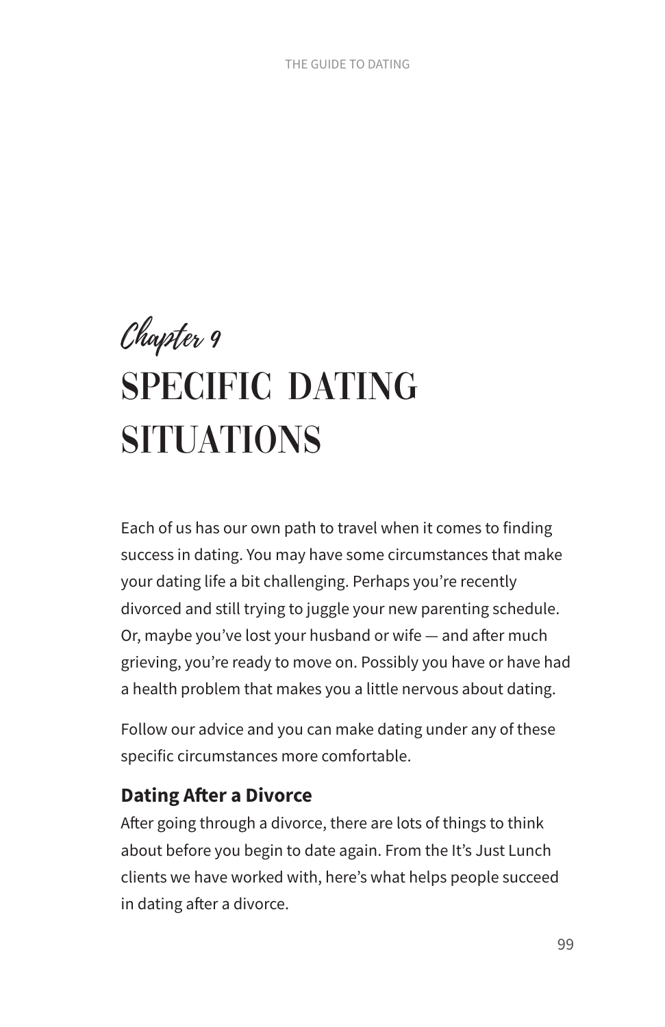*Chapter 9*

# SPECIFIC DATING SITUATIONS

Each of us has our own path to travel when it comes to finding success in dating. You may have some circumstances that make your dating life a bit challenging. Perhaps you're recently divorced and still trying to juggle your new parenting schedule. Or, maybe you've lost your husband or wife — and after much grieving, you're ready to move on. Possibly you have or have had a health problem that makes you a little nervous about dating.

Follow our advice and you can make dating under any of these specific circumstances more comfortable.

## Dating After a Divorce

After going through a divorce, there are lots of things to think about before you begin to date again. From the It's Just Lunch clients we have worked with, here's what helps people succeed in dating after a divorce.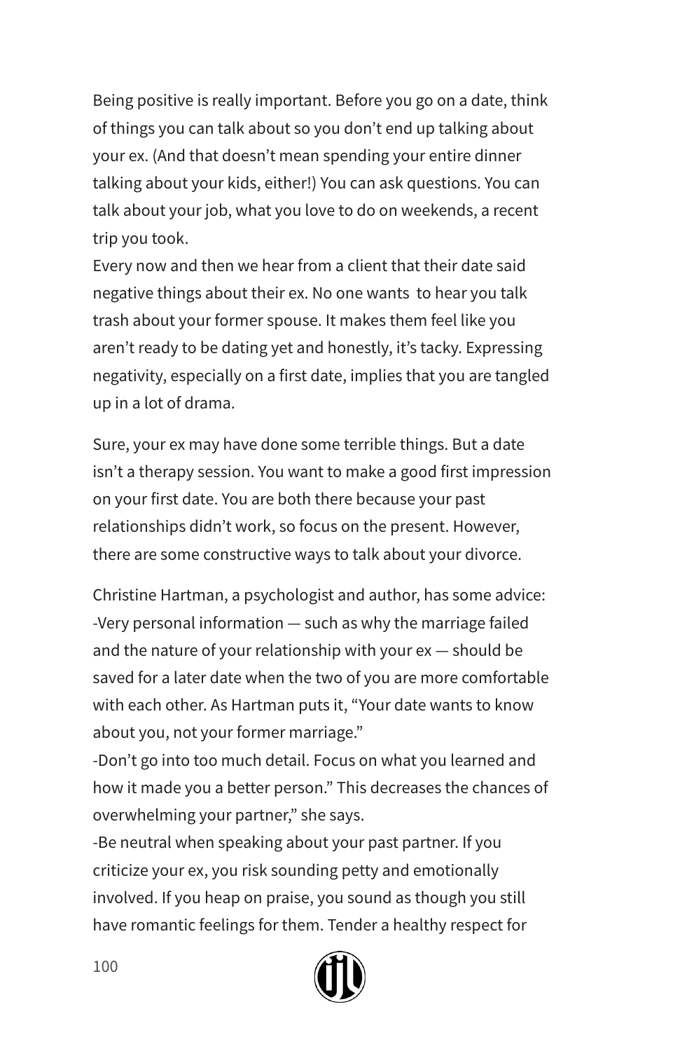Being positive is really important. Before you go on a date, think of things you can talk about so you don't end up talking about your ex. (And that doesn't mean spending your entire dinner talking about your kids, either!) You can ask questions. You can talk about your job, what you love to do on weekends, a recent trip you took.
Every now and then we hear from a client that their date said negative things about their ex. No one wants to hear you talk trash about your former spouse. It makes them feel like you aren't ready to be dating yet and honestly, it's tacky. Expressing negativity, especially on a first date, implies that you are tangled up in a lot of drama.

Sure, your ex may have done some terrible things. But a date isn't a therapy session. You want to make a good first impression on your first date. You are both there because your past relationships didn't work, so focus on the present. However, there are some constructive ways to talk about your divorce.

Christine Hartman, a psychologist and author, has some advice:
-Very personal information — such as why the marriage failed and the nature of your relationship with your ex — should be saved for a later date when the two of you are more comfortable with each other. As Hartman puts it, "Your date wants to know about you, not your former marriage."
-Don't go into too much detail. Focus on what you learned and how it made you a better person." This decreases the chances of overwhelming your partner," she says.
-Be neutral when speaking about your past partner. If you criticize your ex, you risk sounding petty and emotionally involved. If you heap on praise, you sound as though you still have romantic feelings for them. Tender a healthy respect for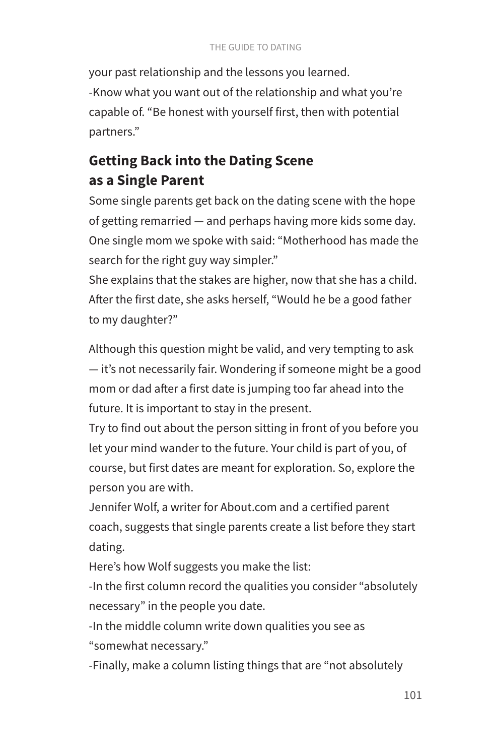your past relationship and the lessons you learned.

-Know what you want out of the relationship and what you're capable of. "Be honest with yourself first, then with potential partners."

## Getting Back into the Dating Scene as a Single Parent

Some single parents get back on the dating scene with the hope of getting remarried — and perhaps having more kids some day. One single mom we spoke with said: "Motherhood has made the search for the right guy way simpler."

She explains that the stakes are higher, now that she has a child. After the first date, she asks herself, "Would he be a good father to my daughter?"

Although this question might be valid, and very tempting to ask — it's not necessarily fair. Wondering if someone might be a good mom or dad after a first date is jumping too far ahead into the future. It is important to stay in the present.

Try to find out about the person sitting in front of you before you let your mind wander to the future. Your child is part of you, of course, but first dates are meant for exploration. So, explore the person you are with.

Jennifer Wolf, a writer for About.com and a certified parent coach, suggests that single parents create a list before they start dating.

Here's how Wolf suggests you make the list:

-In the first column record the qualities you consider "absolutely necessary" in the people you date.

-In the middle column write down qualities you see as "somewhat necessary."

-Finally, make a column listing things that are "not absolutely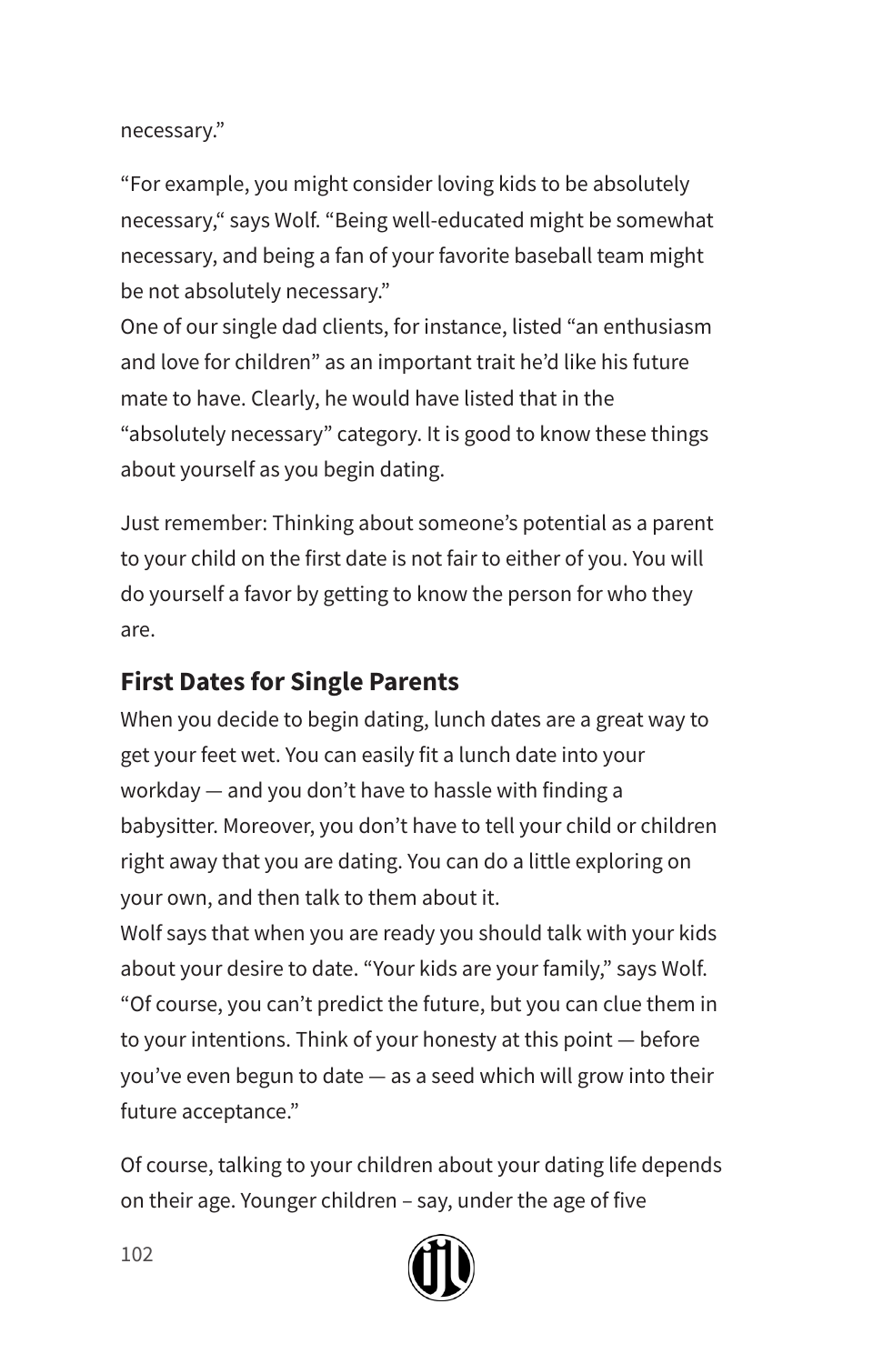necessary."

"For example, you might consider loving kids to be absolutely necessary," says Wolf. "Being well-educated might be somewhat necessary, and being a fan of your favorite baseball team might be not absolutely necessary."

One of our single dad clients, for instance, listed "an enthusiasm and love for children" as an important trait he'd like his future mate to have. Clearly, he would have listed that in the "absolutely necessary" category. It is good to know these things about yourself as you begin dating.

Just remember: Thinking about someone's potential as a parent to your child on the first date is not fair to either of you. You will do yourself a favor by getting to know the person for who they are.

## First Dates for Single Parents

When you decide to begin dating, lunch dates are a great way to get your feet wet. You can easily fit a lunch date into your workday — and you don't have to hassle with finding a babysitter. Moreover, you don't have to tell your child or children right away that you are dating. You can do a little exploring on your own, and then talk to them about it.

Wolf says that when you are ready you should talk with your kids about your desire to date. "Your kids are your family," says Wolf. "Of course, you can't predict the future, but you can clue them in to your intentions. Think of your honesty at this point — before you've even begun to date — as a seed which will grow into their future acceptance."

Of course, talking to your children about your dating life depends on their age. Younger children – say, under the age of five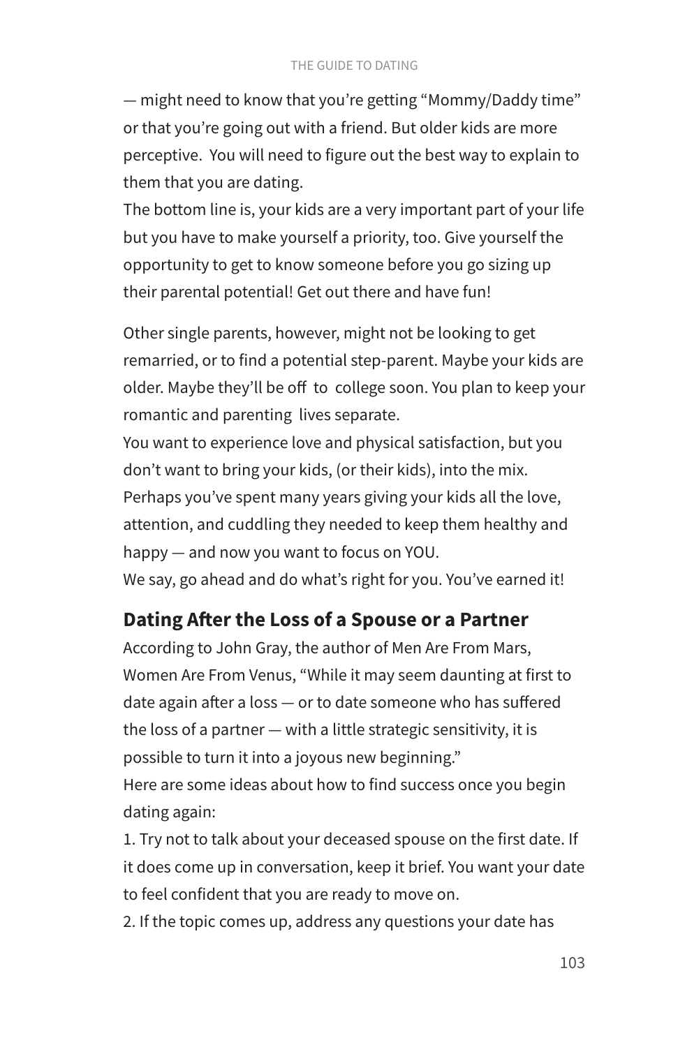— might need to know that you're getting "Mommy/Daddy time" or that you're going out with a friend. But older kids are more perceptive. You will need to figure out the best way to explain to them that you are dating.

The bottom line is, your kids are a very important part of your life but you have to make yourself a priority, too. Give yourself the opportunity to get to know someone before you go sizing up their parental potential! Get out there and have fun!

Other single parents, however, might not be looking to get remarried, or to find a potential step-parent. Maybe your kids are older. Maybe they'll be off to college soon. You plan to keep your romantic and parenting lives separate.

You want to experience love and physical satisfaction, but you don't want to bring your kids, (or their kids), into the mix. Perhaps you've spent many years giving your kids all the love, attention, and cuddling they needed to keep them healthy and happy — and now you want to focus on YOU.

We say, go ahead and do what's right for you. You've earned it!

## Dating After the Loss of a Spouse or a Partner

According to John Gray, the author of Men Are From Mars, Women Are From Venus, "While it may seem daunting at first to date again after a loss — or to date someone who has suffered the loss of a partner — with a little strategic sensitivity, it is possible to turn it into a joyous new beginning."

Here are some ideas about how to find success once you begin dating again:

1. Try not to talk about your deceased spouse on the first date. If it does come up in conversation, keep it brief. You want your date to feel confident that you are ready to move on.
2. If the topic comes up, address any questions your date has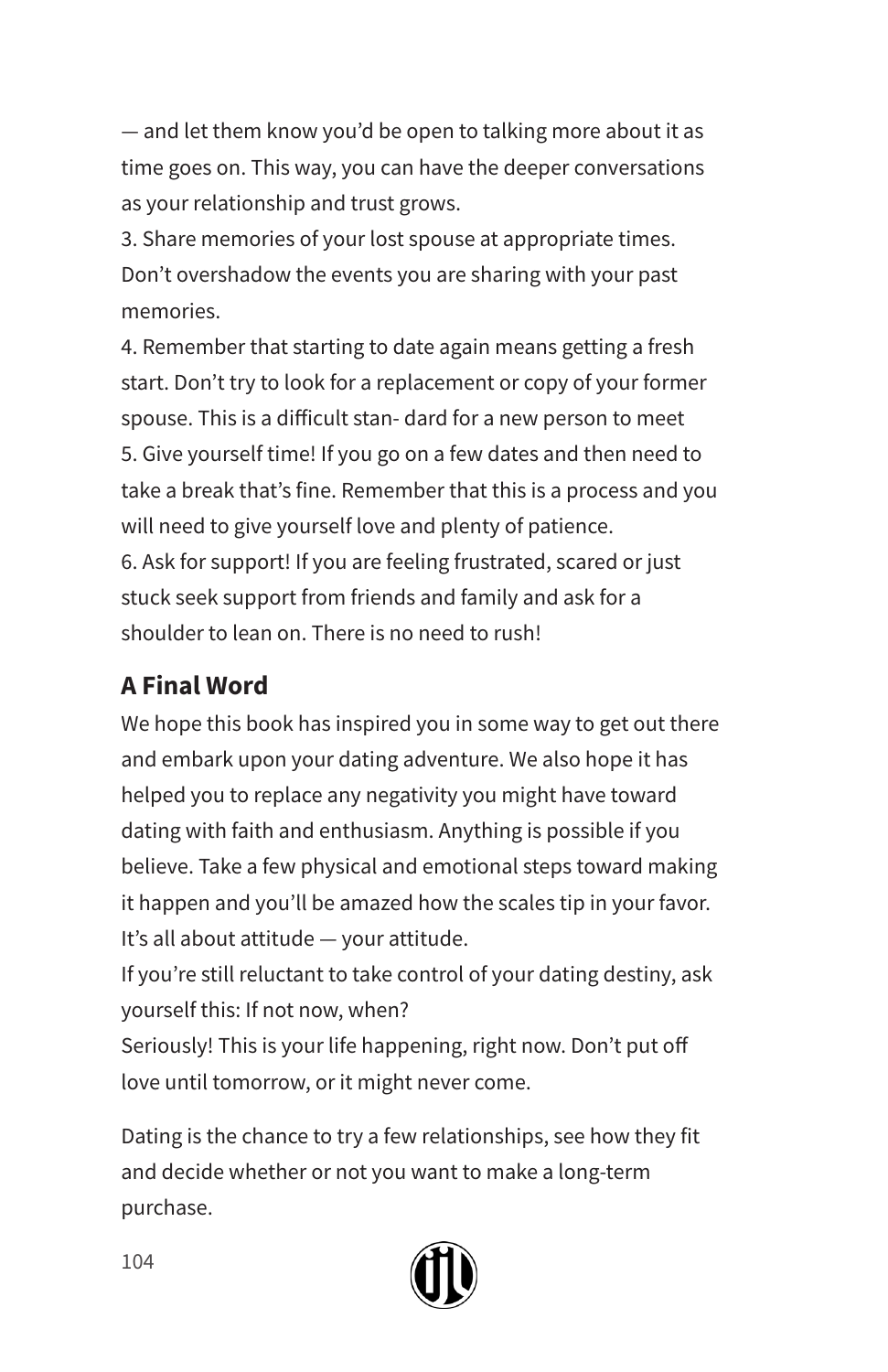— and let them know you'd be open to talking more about it as time goes on. This way, you can have the deeper conversations as your relationship and trust grows.

3. Share memories of your lost spouse at appropriate times. Don't overshadow the events you are sharing with your past memories.
4. Remember that starting to date again means getting a fresh start. Don't try to look for a replacement or copy of your former spouse. This is a difficult stan- dard for a new person to meet
5. Give yourself time! If you go on a few dates and then need to take a break that's fine. Remember that this is a process and you will need to give yourself love and plenty of patience.
6. Ask for support! If you are feeling frustrated, scared or just stuck seek support from friends and family and ask for a shoulder to lean on. There is no need to rush!

## A Final Word

We hope this book has inspired you in some way to get out there and embark upon your dating adventure. We also hope it has helped you to replace any negativity you might have toward dating with faith and enthusiasm. Anything is possible if you believe. Take a few physical and emotional steps toward making it happen and you'll be amazed how the scales tip in your favor. It's all about attitude — your attitude.

If you're still reluctant to take control of your dating destiny, ask yourself this: If not now, when?

Seriously! This is your life happening, right now. Don't put off love until tomorrow, or it might never come.

Dating is the chance to try a few relationships, see how they fit and decide whether or not you want to make a long-term purchase.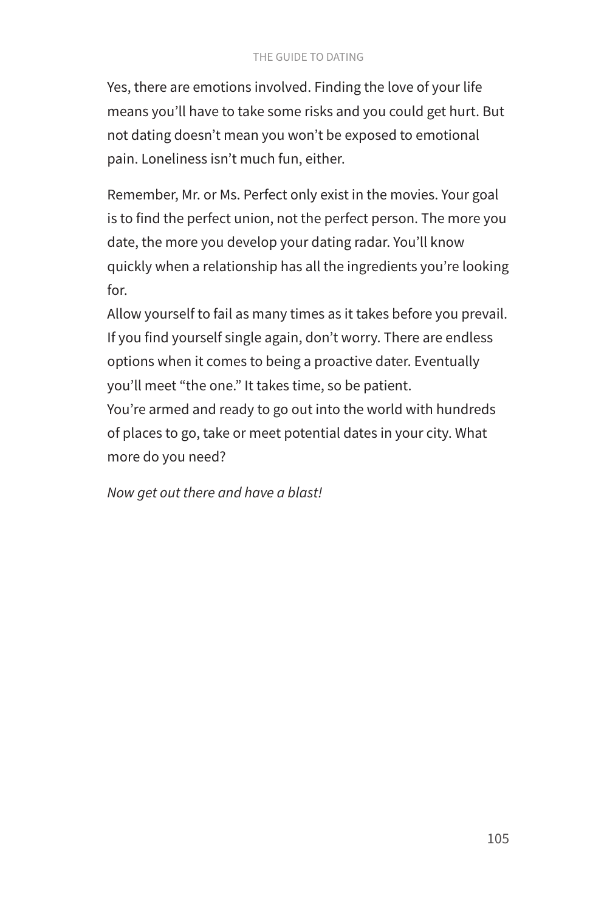Yes, there are emotions involved. Finding the love of your life means you'll have to take some risks and you could get hurt. But not dating doesn't mean you won't be exposed to emotional pain. Loneliness isn't much fun, either.

Remember, Mr. or Ms. Perfect only exist in the movies. Your goal is to find the perfect union, not the perfect person. The more you date, the more you develop your dating radar. You'll know quickly when a relationship has all the ingredients you're looking for.

Allow yourself to fail as many times as it takes before you prevail. If you find yourself single again, don't worry. There are endless options when it comes to being a proactive dater. Eventually you'll meet "the one." It takes time, so be patient.

You're armed and ready to go out into the world with hundreds of places to go, take or meet potential dates in your city. What more do you need?

*Now get out there and have a blast!*